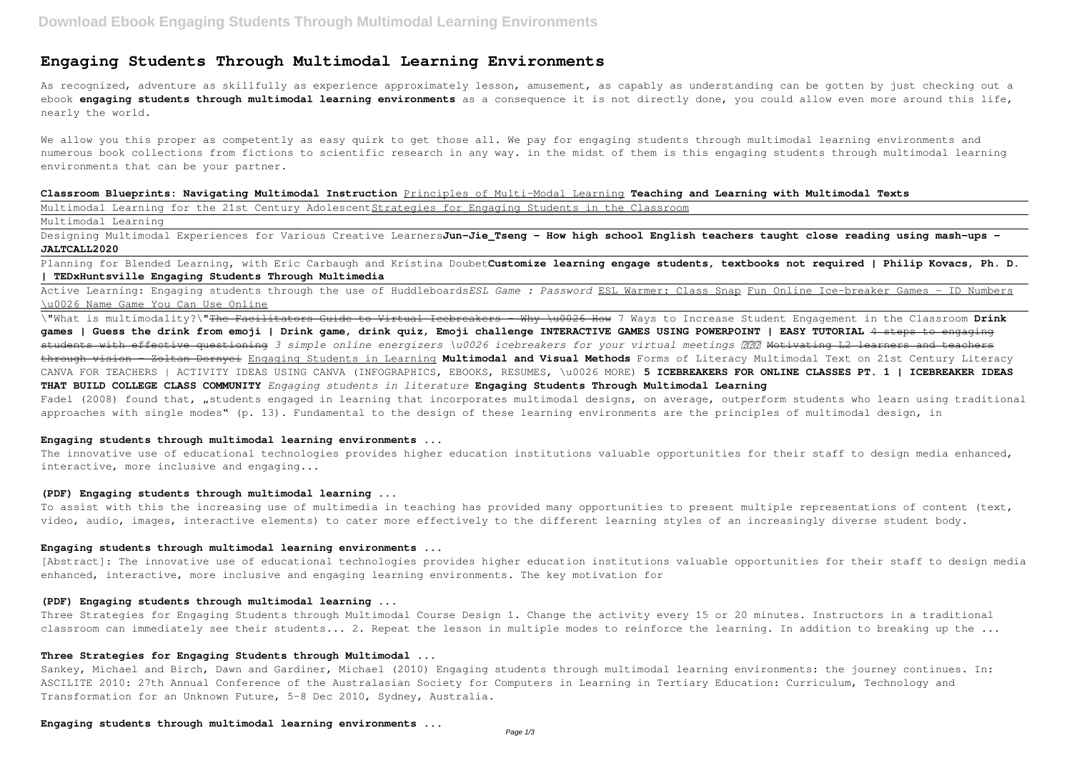# Engaging Students Through Multimodal Learning Environments

As recognized, adventure as skillfully as experience approximately lesson, amusement, as capably as understanding can be gotten by just checking out a ebook **engaging students through multimodal learning environments** as a consequence it is not directly done, you could allow even more around this life, nearly the world.

We allow you this proper as competently as easy quirk to get those all. We pay for engaging students through multimodal learning environments and numerous book collections from fictions to scientific research in any way. in the midst of them is this engaging students through multimodal learning environments that can be your partner.

**Classroom Blueprints: Navigating Multimodal Instruction** Principles of Multi-Modal Learning **Teaching and Learning with Multimodal Texts**

Multimodal Learning for the 21st Century Adolescent Strategies for Engaging Students in the Classroom

Multimodal Learning

Designing Multimodal Experiences for Various Creative Learners **Jun-Jie_Tseng - How high school English teachers taught close reading using mash-ups - JALTCALL2020**

Planning for Blended Learning, with Eric Carbaugh and Kristina Doubet **Customize learning engage students, textbooks not required | Philip Kovacs, Ph. D. | TEDxHuntsville Engaging Students Through Multimedia**

Active Learning: Engaging students through the use of Huddleboards *ESL Game : Password* ESL Warmer: Class Snap Fun Online Ice-breaker Games - ID Numbers \u0026 Name Game You Can Use Online

\"What is multimodality?\" ~~The Facilitators Guide to Virtual Icebreakers - Why \u0026 How~~ 7 Ways to Increase Student Engagement in the Classroom **Drink games | Guess the drink from emoji | Drink game, drink quiz, Emoji challenge INTERACTIVE GAMES USING POWERPOINT | EASY TUTORIAL** ~~4 steps to engaging students with effective questioning~~ *3 simple online energizers \u0026 icebreakers for your virtual meetings* ~~Motivating L2 learners and teachers through vision - Zoltan Dornyei~~ Engaging Students in Learning **Multimodal and Visual Methods** Forms of Literacy Multimodal Text on 21st Century Literacy CANVA FOR TEACHERS | ACTIVITY IDEAS USING CANVA (INFOGRAPHICS, EBOOKS, RESUMES, \u0026 MORE) **5 ICEBREAKERS FOR ONLINE CLASSES PT. 1 | ICEBREAKER IDEAS THAT BUILD COLLEGE CLASS COMMUNITY** *Engaging students in literature* **Engaging Students Through Multimodal Learning**

Fadel (2008) found that, „students engaged in learning that incorporates multimodal designs, on average, outperform students who learn using traditional approaches with single modes" (p. 13). Fundamental to the design of these learning environments are the principles of multimodal design, in

### Engaging students through multimodal learning environments ...

The innovative use of educational technologies provides higher education institutions valuable opportunities for their staff to design media enhanced, interactive, more inclusive and engaging...

### (PDF) Engaging students through multimodal learning ...

To assist with this the increasing use of multimedia in teaching has provided many opportunities to present multiple representations of content (text, video, audio, images, interactive elements) to cater more effectively to the different learning styles of an increasingly diverse student body.

### Engaging students through multimodal learning environments ...

[Abstract]: The innovative use of educational technologies provides higher education institutions valuable opportunities for their staff to design media enhanced, interactive, more inclusive and engaging learning environments. The key motivation for

### (PDF) Engaging students through multimodal learning ...

Three Strategies for Engaging Students through Multimodal Course Design 1. Change the activity every 15 or 20 minutes. Instructors in a traditional classroom can immediately see their students... 2. Repeat the lesson in multiple modes to reinforce the learning. In addition to breaking up the ...

### Three Strategies for Engaging Students through Multimodal ...

Sankey, Michael and Birch, Dawn and Gardiner, Michael (2010) Engaging students through multimodal learning environments: the journey continues. In: ASCILITE 2010: 27th Annual Conference of the Australasian Society for Computers in Learning in Tertiary Education: Curriculum, Technology and Transformation for an Unknown Future, 5-8 Dec 2010, Sydney, Australia.

### Engaging students through multimodal learning environments ...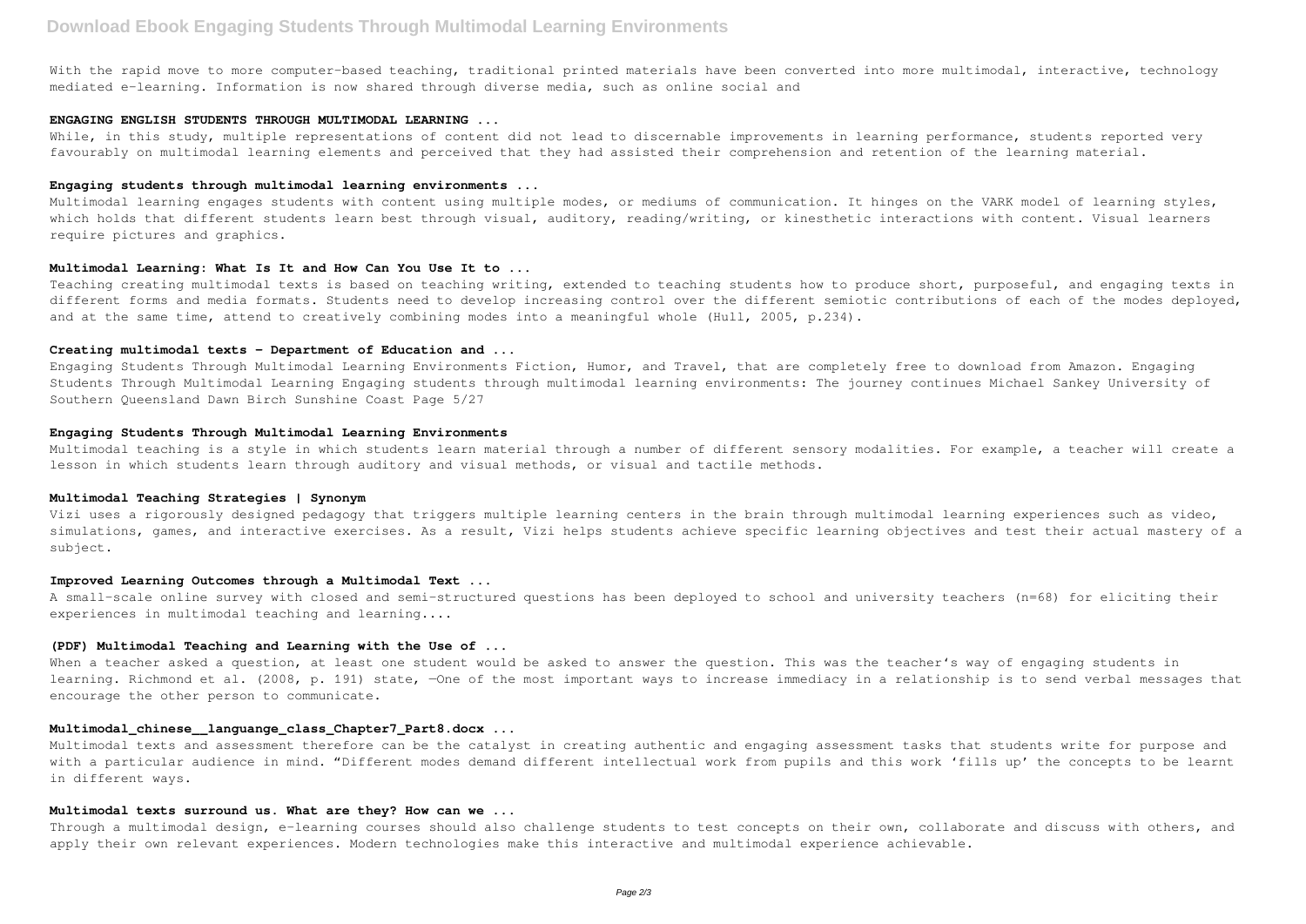With the rapid move to more computer-based teaching, traditional printed materials have been converted into more multimodal, interactive, technology mediated e-learning. Information is now shared through diverse media, such as online social and

### ENGAGING ENGLISH STUDENTS THROUGH MULTIMODAL LEARNING ...

While, in this study, multiple representations of content did not lead to discernable improvements in learning performance, students reported very favourably on multimodal learning elements and perceived that they had assisted their comprehension and retention of the learning material.

### Engaging students through multimodal learning environments ...

Multimodal learning engages students with content using multiple modes, or mediums of communication. It hinges on the VARK model of learning styles, which holds that different students learn best through visual, auditory, reading/writing, or kinesthetic interactions with content. Visual learners require pictures and graphics.

### Multimodal Learning: What Is It and How Can You Use It to ...

Teaching creating multimodal texts is based on teaching writing, extended to teaching students how to produce short, purposeful, and engaging texts in different forms and media formats. Students need to develop increasing control over the different semiotic contributions of each of the modes deployed, and at the same time, attend to creatively combining modes into a meaningful whole (Hull, 2005, p.234).

### Creating multimodal texts - Department of Education and ...

Engaging Students Through Multimodal Learning Environments Fiction, Humor, and Travel, that are completely free to download from Amazon. Engaging Students Through Multimodal Learning Engaging students through multimodal learning environments: The journey continues Michael Sankey University of Southern Queensland Dawn Birch Sunshine Coast Page 5/27

### Engaging Students Through Multimodal Learning Environments

Multimodal teaching is a style in which students learn material through a number of different sensory modalities. For example, a teacher will create a lesson in which students learn through auditory and visual methods, or visual and tactile methods.

### Multimodal Teaching Strategies | Synonym

Vizi uses a rigorously designed pedagogy that triggers multiple learning centers in the brain through multimodal learning experiences such as video, simulations, games, and interactive exercises. As a result, Vizi helps students achieve specific learning objectives and test their actual mastery of a subject.

### Improved Learning Outcomes through a Multimodal Text ...

A small-scale online survey with closed and semi-structured questions has been deployed to school and university teachers (n=68) for eliciting their experiences in multimodal teaching and learning....

### (PDF) Multimodal Teaching and Learning with the Use of ...

When a teacher asked a question, at least one student would be asked to answer the question. This was the teacher's way of engaging students in learning. Richmond et al. (2008, p. 191) state, —One of the most important ways to increase immediacy in a relationship is to send verbal messages that encourage the other person to communicate.

### Multimodal_chinese__languange_class_Chapter7_Part8.docx ...

Multimodal texts and assessment therefore can be the catalyst in creating authentic and engaging assessment tasks that students write for purpose and with a particular audience in mind. "Different modes demand different intellectual work from pupils and this work 'fills up' the concepts to be learnt in different ways.

### Multimodal texts surround us. What are they? How can we ...

Through a multimodal design, e-learning courses should also challenge students to test concepts on their own, collaborate and discuss with others, and apply their own relevant experiences. Modern technologies make this interactive and multimodal experience achievable.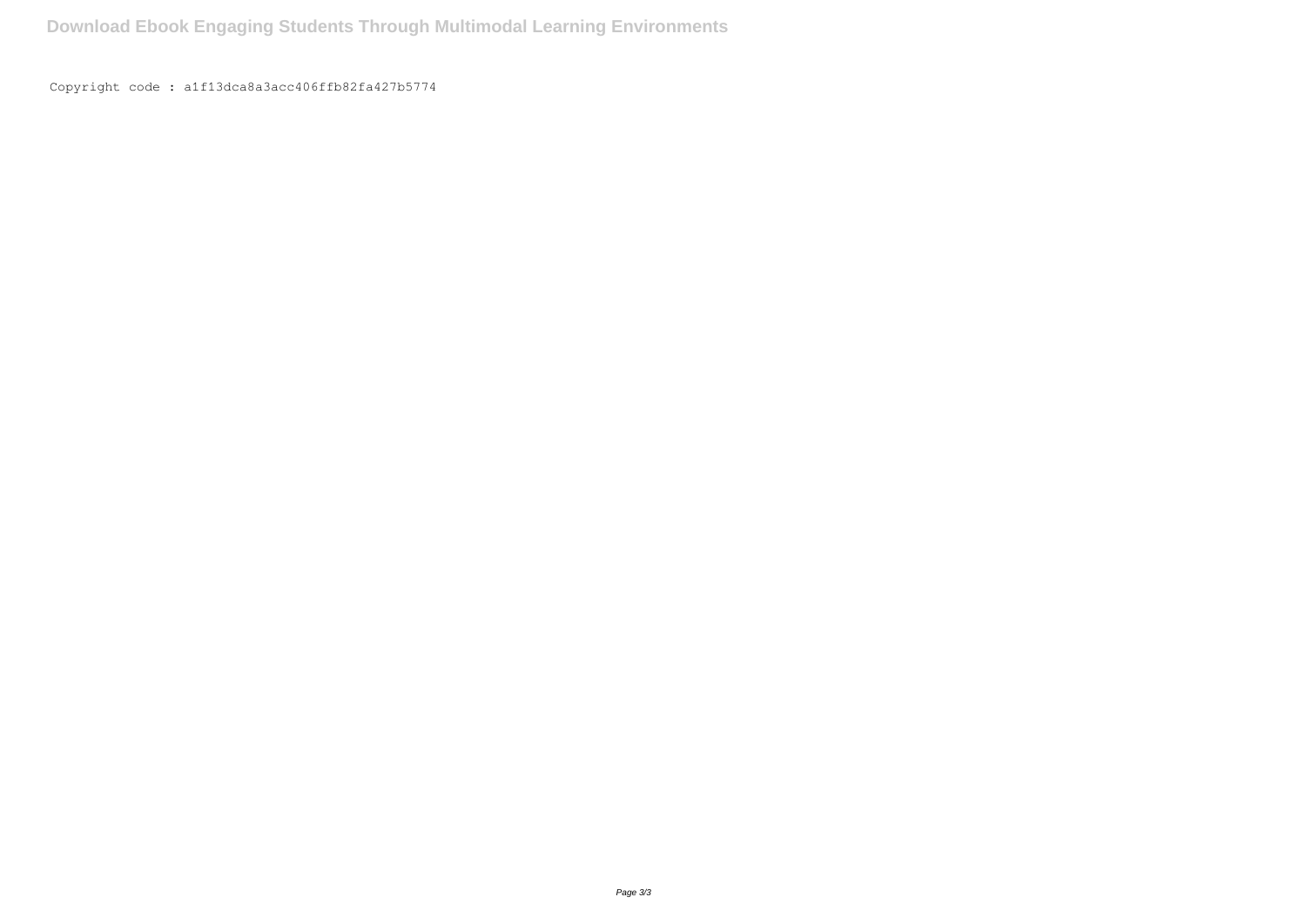Copyright code : a1f13dca8a3acc406ffb82fa427b5774